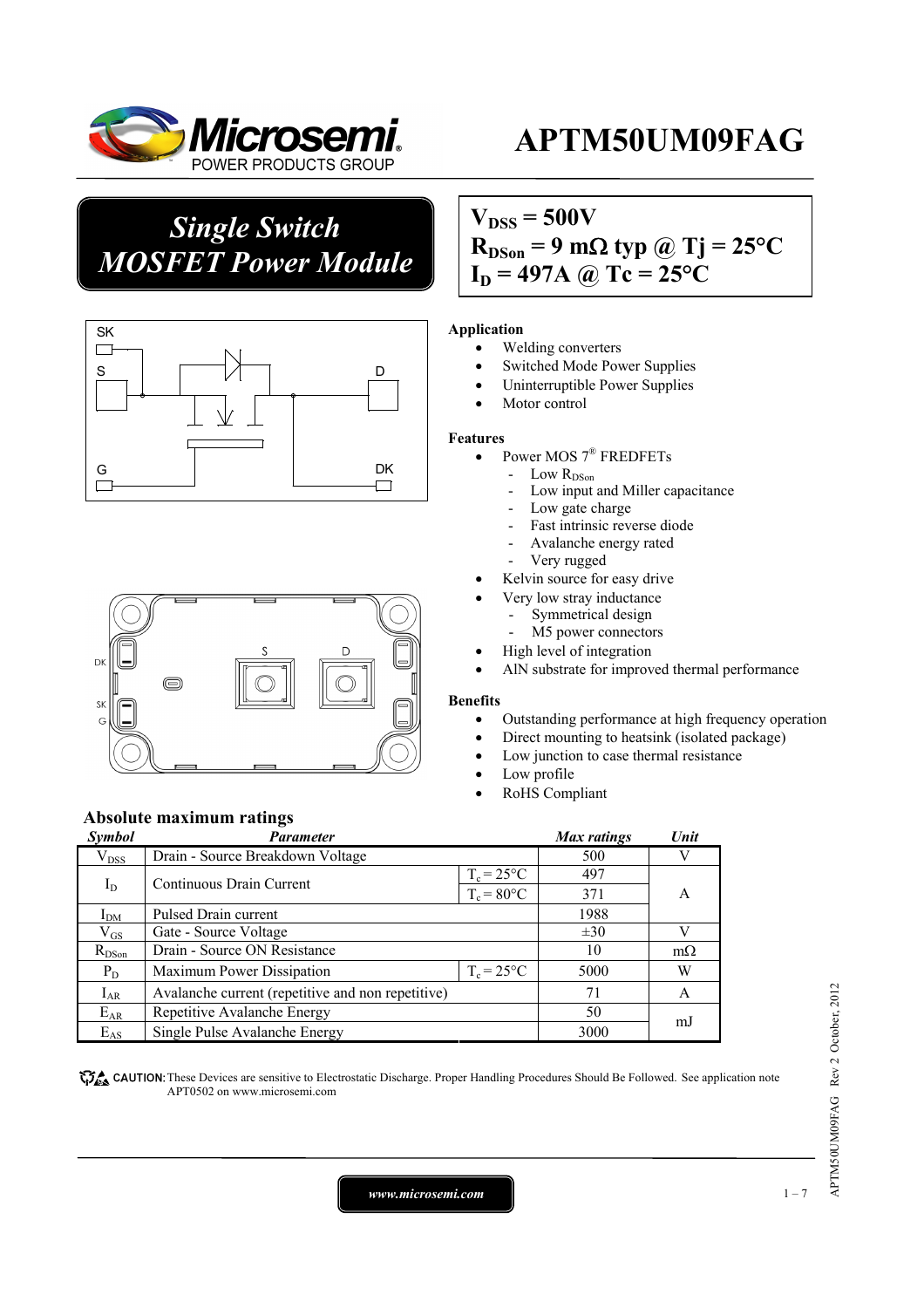# APTM50UM09FAG

## *Single Switch MOSFET Power Module*

**$V_{DSS}$ = 500V**
**$R_{DSon}$ = 9 mΩ typ @ Tj = 25°C**
**$I_D$ = 497A @ Tc = 25°C**

### Application

- Welding converters
- Switched Mode Power Supplies
- Uninterruptible Power Supplies
- Motor control

### Features

- Power MOS 7® FREDFETs
  - Low $R_{DSon}$
  - Low input and Miller capacitance
  - Low gate charge
  - Fast intrinsic reverse diode
  - Avalanche energy rated
  - Very rugged
- Kelvin source for easy drive
- Very low stray inductance
  - Symmetrical design
  - M5 power connectors
- High level of integration
- AlN substrate for improved thermal performance

### Benefits

- Outstanding performance at high frequency operation
- Direct mounting to heatsink (isolated package)
- Low junction to case thermal resistance
- Low profile
- RoHS Compliant

## Absolute maximum ratings

| *Symbol* | *Parameter* | | *Max ratings* | *Unit* |
|---|---|---|---|---|
| $V_{DSS}$ | Drain - Source Breakdown Voltage | | 500 | V |
| $I_D$ | Continuous Drain Current | $T_c$ = 25°C | 497 | A |
| | | $T_c$ = 80°C | 371 | |
| $I_{DM}$ | Pulsed Drain current | | 1988 | |
| $V_{GS}$ | Gate - Source Voltage | | ±30 | V |
| $R_{DSon}$ | Drain - Source ON Resistance | | 10 | mΩ |
| $P_D$ | Maximum Power Dissipation | $T_c$ = 25°C | 5000 | W |
| $I_{AR}$ | Avalanche current (repetitive and non repetitive) | | 71 | A |
| $E_{AR}$ | Repetitive Avalanche Energy | | 50 | mJ |
| $E_{AS}$ | Single Pulse Avalanche Energy | | 3000 | |

CAUTION: These Devices are sensitive to Electrostatic Discharge. Proper Handling Procedures Should Be Followed. See application note APT0502 on www.microsemi.com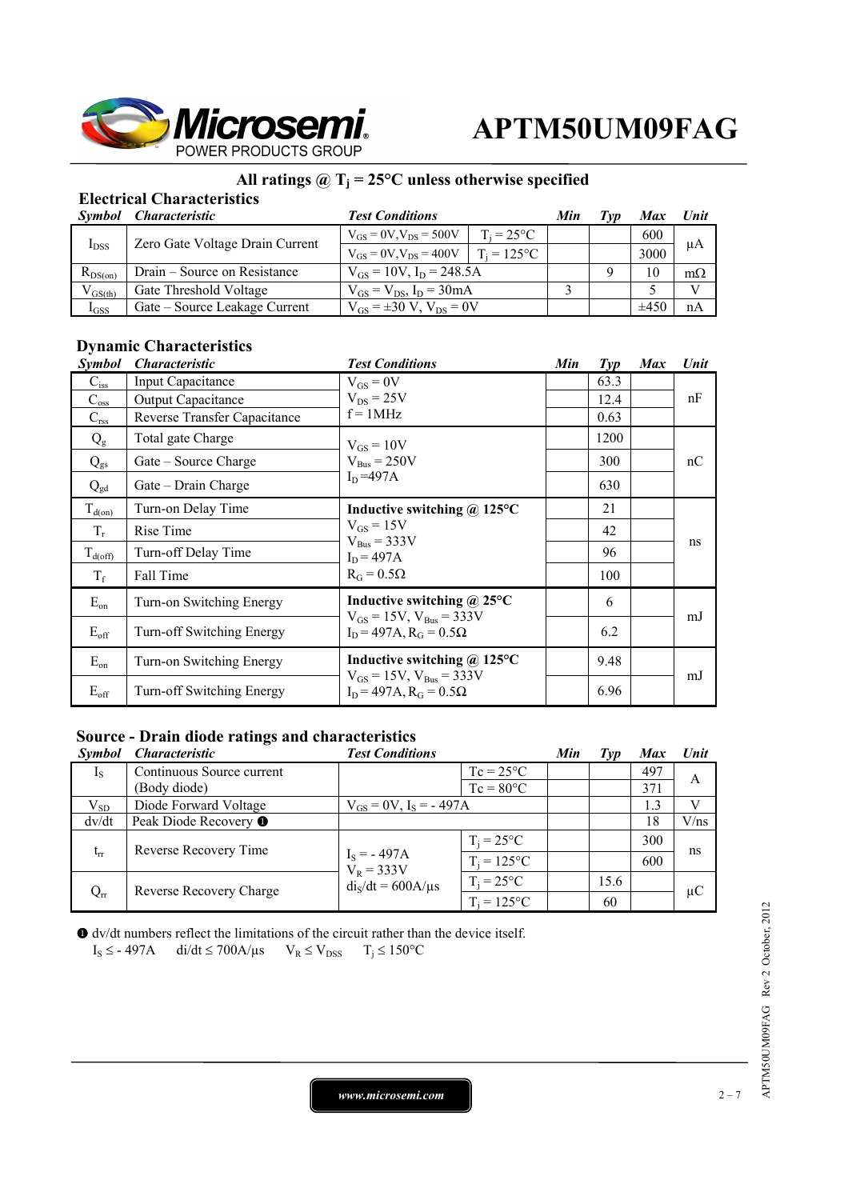**All ratings @ $T_j = 25°C$ unless otherwise specified**

## Electrical Characteristics

| Symbol | Characteristic | Test Conditions | | Min | Typ | Max | Unit |
|---|---|---|---|---|---|---|---|
| $I_{DSS}$ | Zero Gate Voltage Drain Current | $V_{GS} = 0V, V_{DS} = 500V$ | $T_j = 25°C$ | | | 600 | µA |
| | | $V_{GS} = 0V, V_{DS} = 400V$ | $T_j = 125°C$ | | | 3000 | |
| $R_{DS(on)}$ | Drain – Source on Resistance | $V_{GS} = 10V, I_D = 248.5A$ | | | 9 | 10 | mΩ |
| $V_{GS(th)}$ | Gate Threshold Voltage | $V_{GS} = V_{DS}, I_D = 30mA$ | | 3 | | 5 | V |
| $I_{GSS}$ | Gate – Source Leakage Current | $V_{GS} = \pm 30\ V, V_{DS} = 0V$ | | | | ±450 | nA |

## Dynamic Characteristics

| Symbol | Characteristic | Test Conditions | Min | Typ | Max | Unit |
|---|---|---|---|---|---|---|
| $C_{iss}$ | Input Capacitance | $V_{GS} = 0V$<br>$V_{DS} = 25V$<br>f = 1MHz | | 63.3 | | nF |
| $C_{oss}$ | Output Capacitance | | | 12.4 | | |
| $C_{rss}$ | Reverse Transfer Capacitance | | | 0.63 | | |
| $Q_g$ | Total gate Charge | $V_{GS} = 10V$<br>$V_{Bus} = 250V$<br>$I_D = 497A$ | | 1200 | | nC |
| $Q_{gs}$ | Gate – Source Charge | | | 300 | | |
| $Q_{gd}$ | Gate – Drain Charge | | | 630 | | |
| $T_{d(on)}$ | Turn-on Delay Time | **Inductive switching @ 125°C**<br>$V_{GS} = 15V$<br>$V_{Bus} = 333V$<br>$I_D = 497A$<br>$R_G = 0.5\Omega$ | | 21 | | ns |
| $T_r$ | Rise Time | | | 42 | | |
| $T_{d(off)}$ | Turn-off Delay Time | | | 96 | | |
| $T_f$ | Fall Time | | | 100 | | |
| $E_{on}$ | Turn-on Switching Energy | **Inductive switching @ 25°C**<br>$V_{GS} = 15V, V_{Bus} = 333V$<br>$I_D = 497A, R_G = 0.5\Omega$ | | 6 | | mJ |
| $E_{off}$ | Turn-off Switching Energy | | | 6.2 | | |
| $E_{on}$ | Turn-on Switching Energy | **Inductive switching @ 125°C**<br>$V_{GS} = 15V, V_{Bus} = 333V$<br>$I_D = 497A, R_G = 0.5\Omega$ | | 9.48 | | mJ |
| $E_{off}$ | Turn-off Switching Energy | | | 6.96 | | |

## Source - Drain diode ratings and characteristics

| Symbol | Characteristic | Test Conditions | | Min | Typ | Max | Unit |
|---|---|---|---|---|---|---|---|
| $I_S$ | Continuous Source current (Body diode) | | Tc = 25°C | | | 497 | A |
| | | | Tc = 80°C | | | 371 | |
| $V_{SD}$ | Diode Forward Voltage | $V_{GS} = 0V, I_S = -497A$ | | | | 1.3 | V |
| dv/dt | Peak Diode Recovery ❶ | | | | | 18 | V/ns |
| $t_{rr}$ | Reverse Recovery Time | $I_S = -497A$<br>$V_R = 333V$<br>$di_S/dt = 600A/\mu s$ | $T_j = 25°C$ | | | 300 | ns |
| | | | $T_j = 125°C$ | | | 600 | |
| $Q_{rr}$ | Reverse Recovery Charge | | $T_j = 25°C$ | | 15.6 | | µC |
| | | | $T_j = 125°C$ | | 60 | | |

❶ dv/dt numbers reflect the limitations of the circuit rather than the device itself.
$I_S \le -497A$  $di/dt \le 700A/\mu s$  $V_R \le V_{DSS}$  $T_j \le 150°C$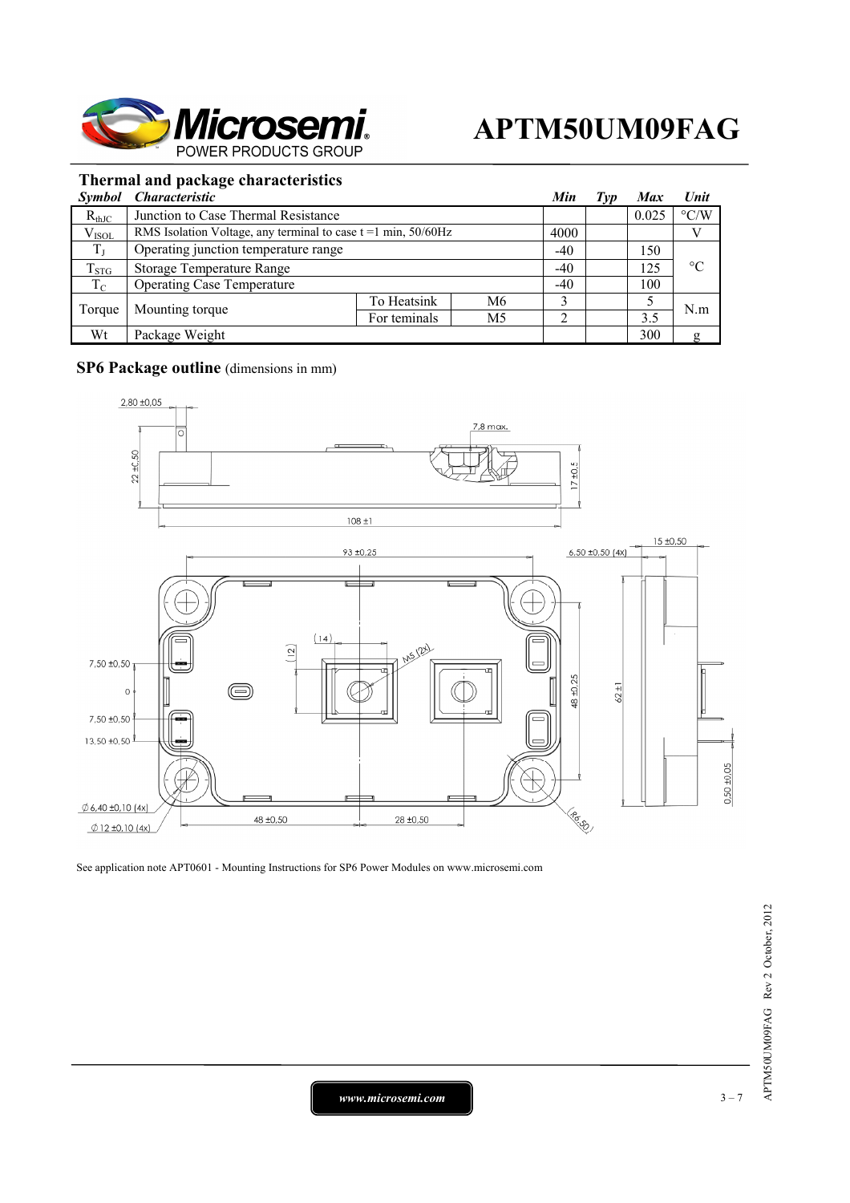## Thermal and package characteristics

| Symbol | Characteristic | | | Min | Typ | Max | Unit |
|---|---|---|---|---|---|---|---|
| $R_{thJC}$ | Junction to Case Thermal Resistance | | | | | 0.025 | °C/W |
| $V_{ISOL}$ | RMS Isolation Voltage, any terminal to case t =1 min, 50/60Hz | | | 4000 | | | V |
| $T_J$ | Operating junction temperature range | | | -40 | | 150 | °C |
| $T_{STG}$ | Storage Temperature Range | | | -40 | | 125 | °C |
| $T_C$ | Operating Case Temperature | | | -40 | | 100 | °C |
| Torque | Mounting torque | To Heatsink | M6 | 3 | | 5 | N.m |
| | | For terminals | M5 | 2 | | 3.5 | N.m |
| Wt | Package Weight | | | | | 300 | g |

## SP6 Package outline (dimensions in mm)

See application note APT0601 - Mounting Instructions for SP6 Power Modules on www.microsemi.com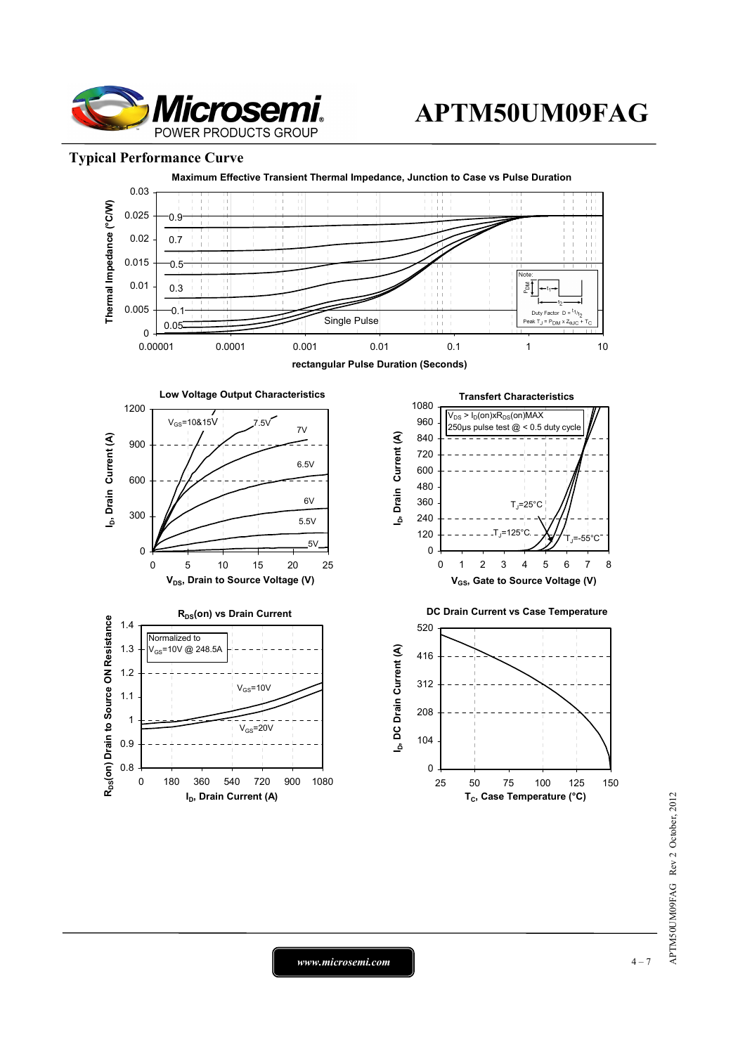## Typical Performance Curve

**Maximum Effective Transient Thermal Impedance, Junction to Case vs Pulse Duration**

Thermal Impedance (°C/W) vs rectangular Pulse Duration (Seconds)

0.9, 0.7, 0.5, 0.3, 0.1, 0.05, Single Pulse

Note: Duty Factor $D = t_1/t_2$; Peak $T_J = P_{DM} \times Z_{\theta JC} + T_C$

**Low Voltage Output Characteristics**

$I_D$, Drain Current (A) vs $V_{DS}$, Drain to Source Voltage (V)

$V_{GS}$=10&15V, 7.5V, 7V, 6.5V, 6V, 5.5V, 5V

**Transfert Characteristics**

$I_D$, Drain Current (A) vs $V_{GS}$, Gate to Source Voltage (V)

$V_{DS} > I_D(on) x R_{DS}(on)MAX$
250µs pulse test @ < 0.5 duty cycle

$T_J$=25°C, $T_J$=125°C, $T_J$=-55°C

**$R_{DS}$(on) vs Drain Current**

$R_{DS}$(on) Drain to Source ON Resistance vs $I_D$, Drain Current (A)

Normalized to $V_{GS}$=10V @ 248.5A

$V_{GS}$=10V, $V_{GS}$=20V

**DC Drain Current vs Case Temperature**

$I_D$, DC Drain Current (A) vs $T_C$, Case Temperature (°C)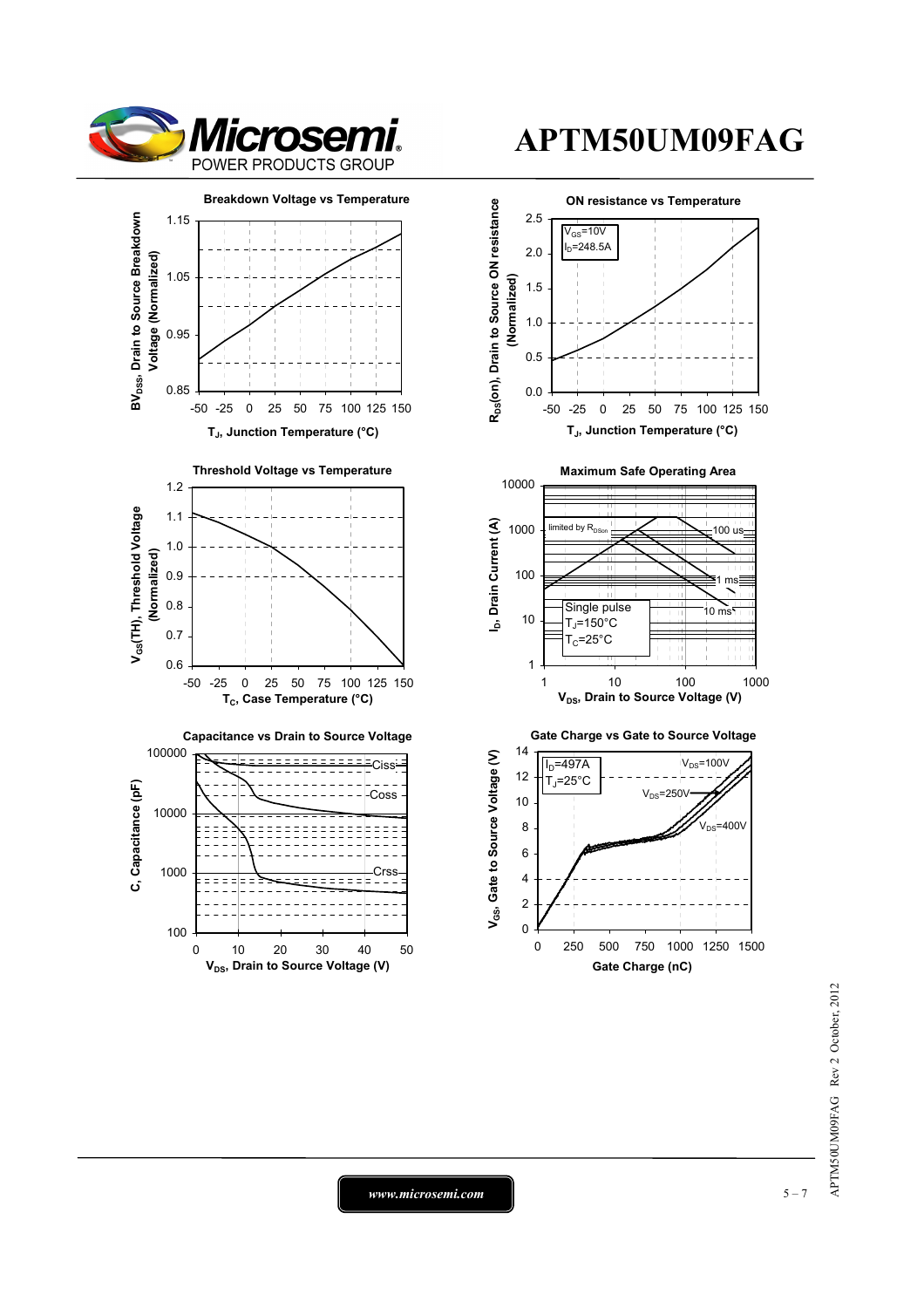# APTM50UM09FAG

**Breakdown Voltage vs Temperature**

$BV_{DSS}$, Drain to Source Breakdown Voltage (Normalized)

$T_J$, Junction Temperature (°C)

**ON resistance vs Temperature**

$V_{GS}$=10V
$I_D$=248.5A

$R_{DS}$(on), Drain to Source ON resistance (Normalized)

$T_J$, Junction Temperature (°C)

**Threshold Voltage vs Temperature**

$V_{GS}$(TH), Threshold Voltage (Normalized)

$T_C$, Case Temperature (°C)

**Maximum Safe Operating Area**

limited by $R_{DSon}$

100 us

1 ms

10 ms

Single pulse
$T_J$=150°C
$T_C$=25°C

$I_D$, Drain Current (A)

$V_{DS}$, Drain to Source Voltage (V)

**Capacitance vs Drain to Source Voltage**

Ciss

Coss

Crss

C, Capacitance (pF)

$V_{DS}$, Drain to Source Voltage (V)

**Gate Charge vs Gate to Source Voltage**

$I_D$=497A
$T_J$=25°C

$V_{DS}$=100V

$V_{DS}$=250V

$V_{DS}$=400V

$V_{GS}$, Gate to Source Voltage (V)

Gate Charge (nC)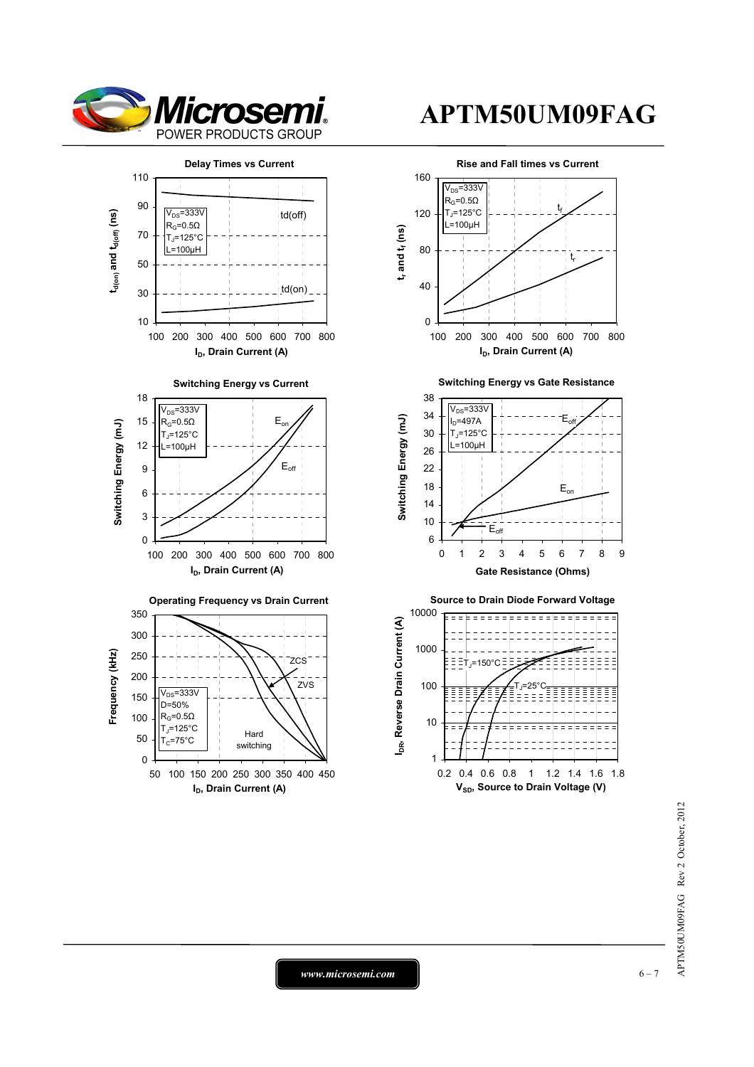### Delay Times vs Current

$V_{DS}$=333V
$R_G$=0.5Ω
$T_J$=125°C
L=100µH

td(off)

td(on)

$t_{d(on)}$ and $t_{d(off)}$ (ns)

$I_D$, Drain Current (A)

### Rise and Fall times vs Current

$V_{DS}$=333V
$R_G$=0.5Ω
$T_J$=125°C
L=100µH

$t_f$

$t_r$

$t_r$ and $t_f$ (ns)

$I_D$, Drain Current (A)

### Switching Energy vs Current

$V_{DS}$=333V
$R_G$=0.5Ω
$T_J$=125°C
L=100µH

$E_{on}$

$E_{off}$

Switching Energy (mJ)

$I_D$, Drain Current (A)

### Switching Energy vs Gate Resistance

$V_{DS}$=333V
$I_D$=497A
$T_J$=125°C
L=100µH

$E_{off}$

$E_{on}$

$E_{off}$

Switching Energy (mJ)

Gate Resistance (Ohms)

### Operating Frequency vs Drain Current

$V_{DS}$=333V
D=50%
$R_G$=0.5Ω
$T_J$=125°C
$T_C$=75°C

ZCS

ZVS

Hard switching

Frequency (kHz)

$I_D$, Drain Current (A)

### Source to Drain Diode Forward Voltage

$T_J$=150°C

$T_J$=25°C

$I_{DR}$, Reverse Drain Current (A)

$V_{SD}$, Source to Drain Voltage (V)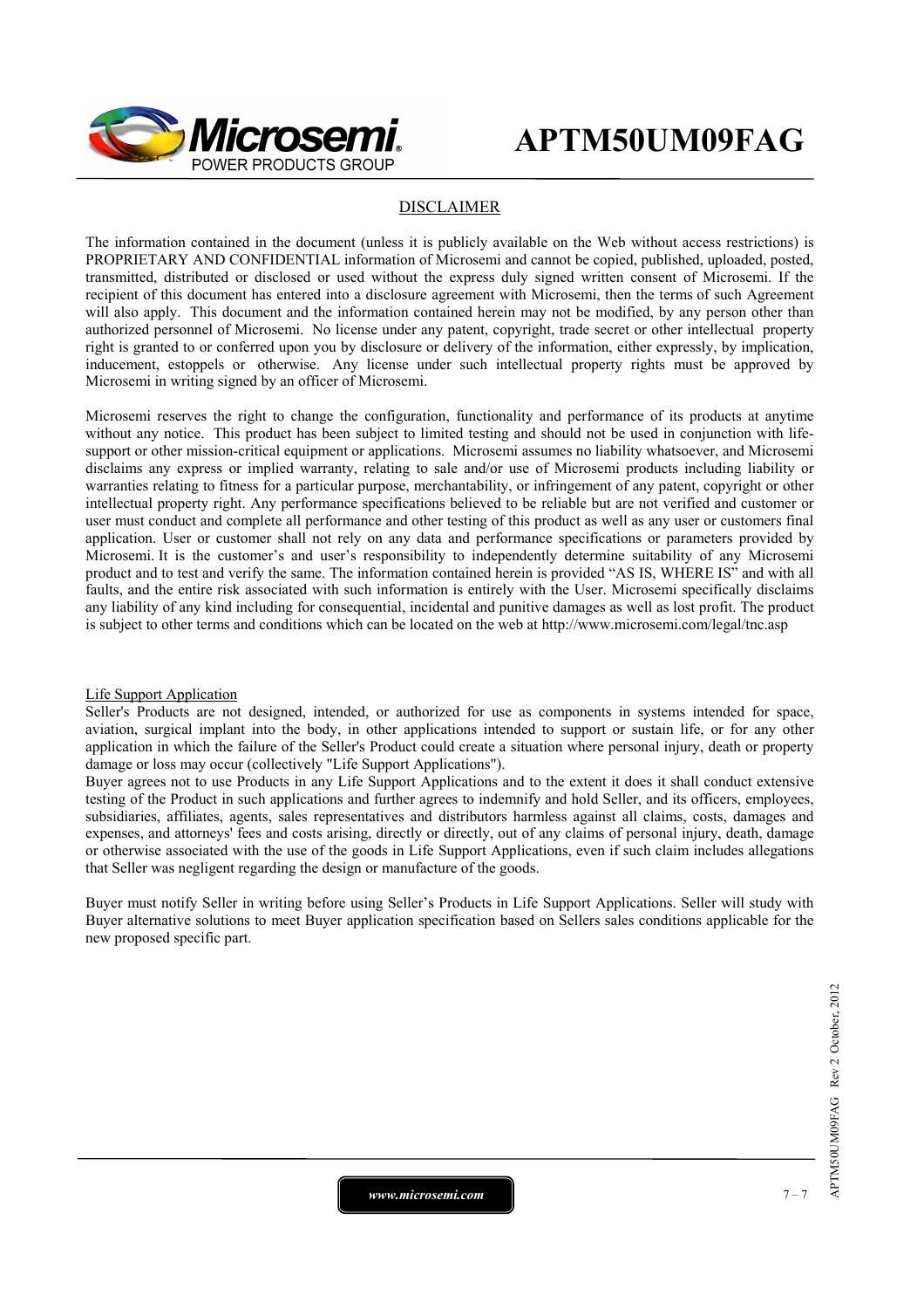## DISCLAIMER

The information contained in the document (unless it is publicly available on the Web without access restrictions) is PROPRIETARY AND CONFIDENTIAL information of Microsemi and cannot be copied, published, uploaded, posted, transmitted, distributed or disclosed or used without the express duly signed written consent of Microsemi. If the recipient of this document has entered into a disclosure agreement with Microsemi, then the terms of such Agreement will also apply. This document and the information contained herein may not be modified, by any person other than authorized personnel of Microsemi. No license under any patent, copyright, trade secret or other intellectual property right is granted to or conferred upon you by disclosure or delivery of the information, either expressly, by implication, inducement, estoppels or otherwise. Any license under such intellectual property rights must be approved by Microsemi in writing signed by an officer of Microsemi.

Microsemi reserves the right to change the configuration, functionality and performance of its products at anytime without any notice. This product has been subject to limited testing and should not be used in conjunction with life-support or other mission-critical equipment or applications. Microsemi assumes no liability whatsoever, and Microsemi disclaims any express or implied warranty, relating to sale and/or use of Microsemi products including liability or warranties relating to fitness for a particular purpose, merchantability, or infringement of any patent, copyright or other intellectual property right. Any performance specifications believed to be reliable but are not verified and customer or user must conduct and complete all performance and other testing of this product as well as any user or customers final application. User or customer shall not rely on any data and performance specifications or parameters provided by Microsemi. It is the customer's and user's responsibility to independently determine suitability of any Microsemi product and to test and verify the same. The information contained herein is provided "AS IS, WHERE IS" and with all faults, and the entire risk associated with such information is entirely with the User. Microsemi specifically disclaims any liability of any kind including for consequential, incidental and punitive damages as well as lost profit. The product is subject to other terms and conditions which can be located on the web at http://www.microsemi.com/legal/tnc.asp

### Life Support Application

Seller's Products are not designed, intended, or authorized for use as components in systems intended for space, aviation, surgical implant into the body, in other applications intended to support or sustain life, or for any other application in which the failure of the Seller's Product could create a situation where personal injury, death or property damage or loss may occur (collectively "Life Support Applications").

Buyer agrees not to use Products in any Life Support Applications and to the extent it does it shall conduct extensive testing of the Product in such applications and further agrees to indemnify and hold Seller, and its officers, employees, subsidiaries, affiliates, agents, sales representatives and distributors harmless against all claims, costs, damages and expenses, and attorneys' fees and costs arising, directly or directly, out of any claims of personal injury, death, damage or otherwise associated with the use of the goods in Life Support Applications, even if such claim includes allegations that Seller was negligent regarding the design or manufacture of the goods.

Buyer must notify Seller in writing before using Seller's Products in Life Support Applications. Seller will study with Buyer alternative solutions to meet Buyer application specification based on Sellers sales conditions applicable for the new proposed specific part.